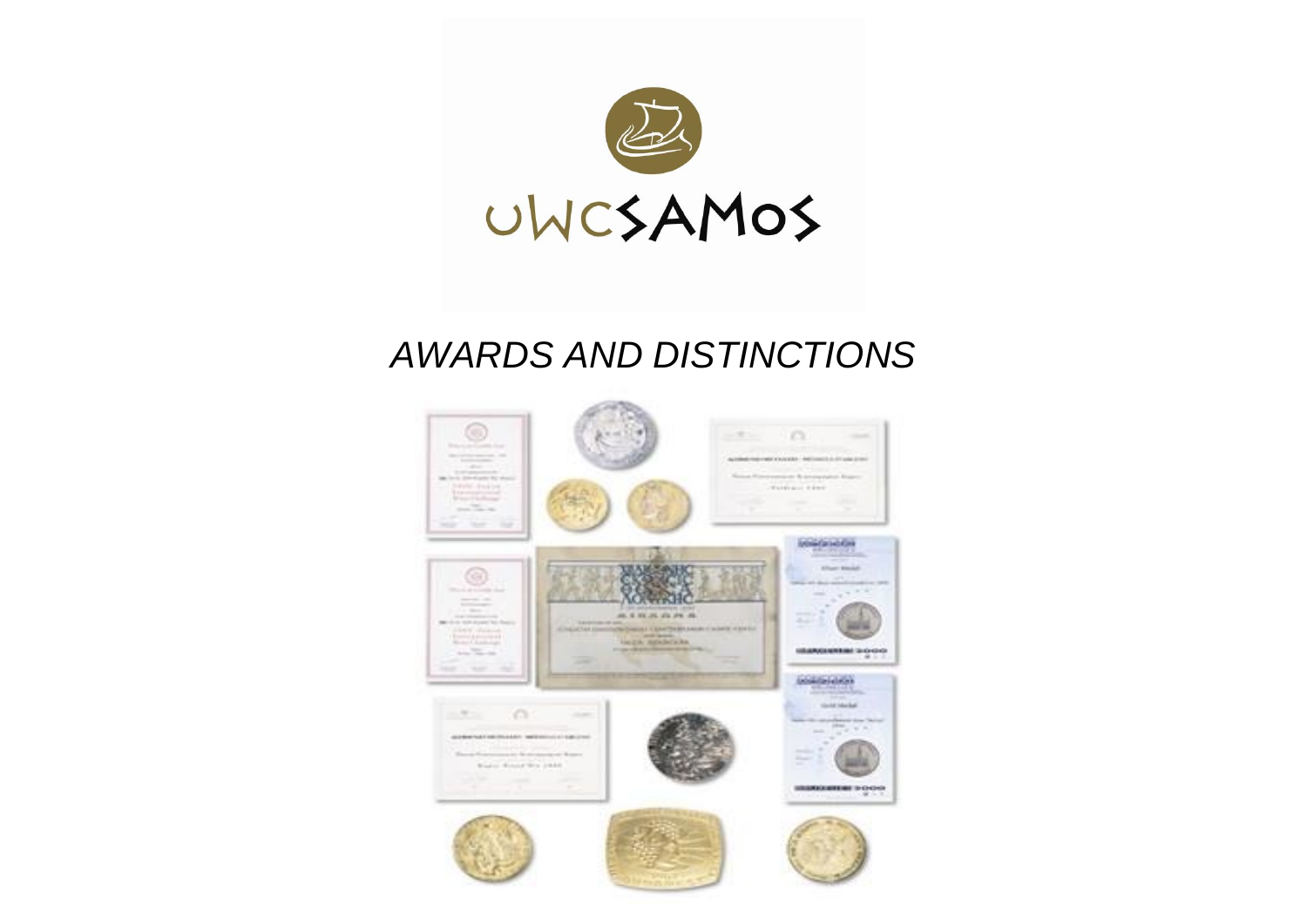UWCSAMOS

*AWARDS AND DISTINCTIONS*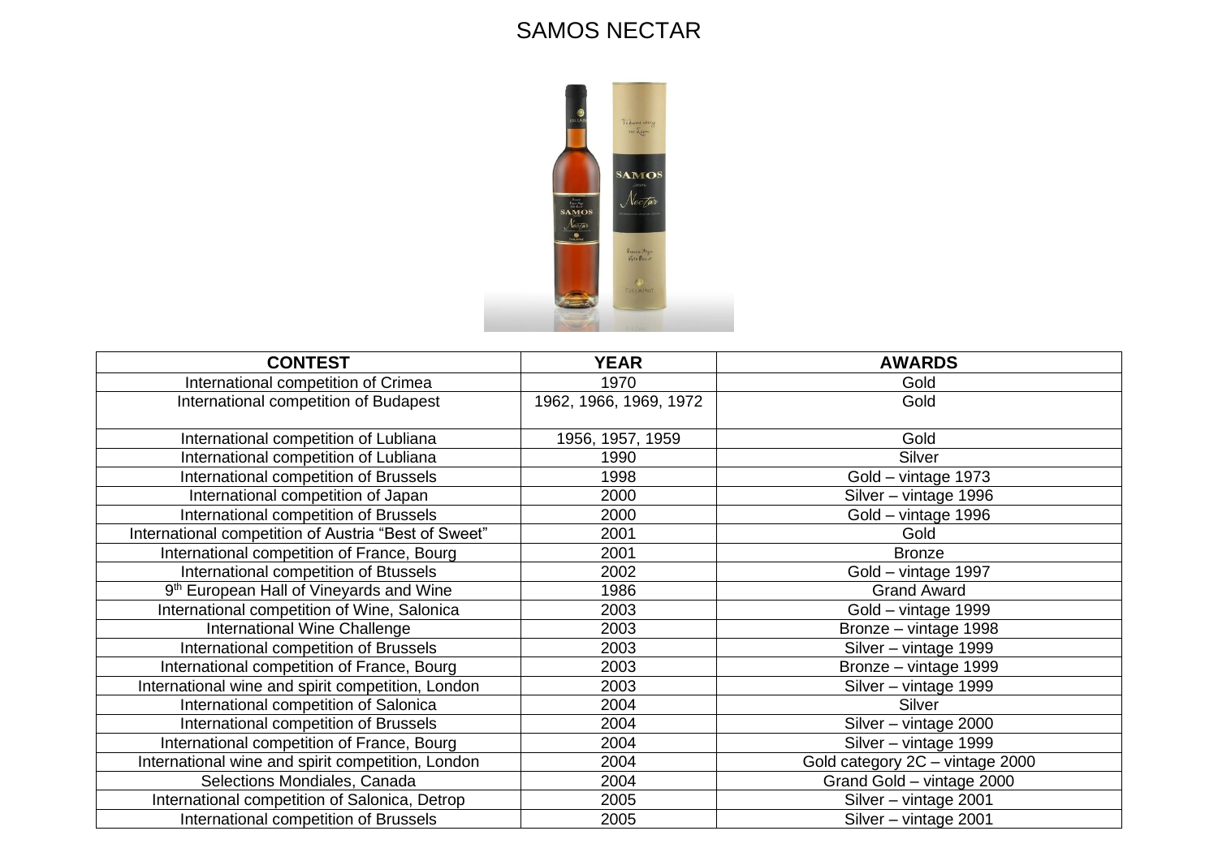# SAMOS NECTAR

| CONTEST | YEAR | AWARDS |
|---|---|---|
| International competition of Crimea | 1970 | Gold |
| International competition of Budapest | 1962, 1966, 1969, 1972 | Gold |
| International competition of Lubliana | 1956, 1957, 1959 | Gold |
| International competition of Lubliana | 1990 | Silver |
| International competition of Brussels | 1998 | Gold – vintage 1973 |
| International competition of Japan | 2000 | Silver – vintage 1996 |
| International competition of Brussels | 2000 | Gold – vintage 1996 |
| International competition of Austria "Best of Sweet" | 2001 | Gold |
| International competition of France, Bourg | 2001 | Bronze |
| International competition of Btussels | 2002 | Gold – vintage 1997 |
| 9th European Hall of Vineyards and Wine | 1986 | Grand Award |
| International competition of Wine, Salonica | 2003 | Gold – vintage 1999 |
| International Wine Challenge | 2003 | Bronze – vintage 1998 |
| International competition of Brussels | 2003 | Silver – vintage 1999 |
| International competition of France, Bourg | 2003 | Bronze – vintage 1999 |
| International wine and spirit competition, London | 2003 | Silver – vintage 1999 |
| International competition of Salonica | 2004 | Silver |
| International competition of Brussels | 2004 | Silver – vintage 2000 |
| International competition of France, Bourg | 2004 | Silver – vintage 1999 |
| International wine and spirit competition, London | 2004 | Gold category 2C – vintage 2000 |
| Selections Mondiales, Canada | 2004 | Grand Gold – vintage 2000 |
| International competition of Salonica, Detrop | 2005 | Silver – vintage 2001 |
| International competition of Brussels | 2005 | Silver – vintage 2001 |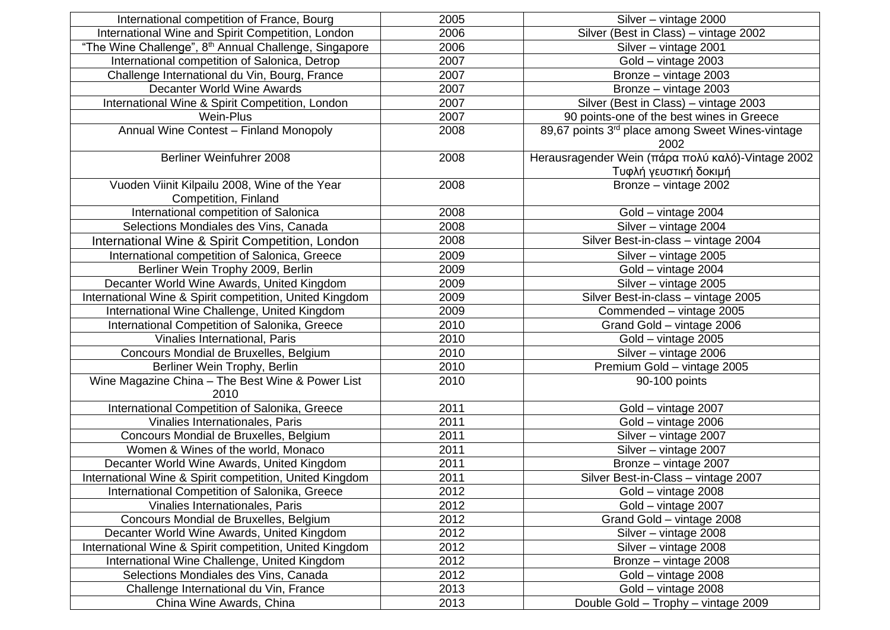| | | |
|---|---|---|
| International competition of France, Bourg | 2005 | Silver – vintage 2000 |
| International Wine and Spirit Competition, London | 2006 | Silver (Best in Class) – vintage 2002 |
| "The Wine Challenge", 8th Annual Challenge, Singapore | 2006 | Silver – vintage 2001 |
| International competition of Salonica, Detrop | 2007 | Gold – vintage 2003 |
| Challenge International du Vin, Bourg, France | 2007 | Bronze – vintage 2003 |
| Decanter World Wine Awards | 2007 | Bronze – vintage 2003 |
| International Wine & Spirit Competition, London | 2007 | Silver (Best in Class) – vintage 2003 |
| Wein-Plus | 2007 | 90 points-one of the best wines in Greece |
| Annual Wine Contest – Finland Monopoly | 2008 | 89,67 points 3rd place among Sweet Wines-vintage 2002 |
| Berliner Weinfuhrer 2008 | 2008 | Herausragender Wein (πάρα πολύ καλό)-Vintage 2002 Τυφλή γευστική δοκιμή |
| Vuoden Viinit Kilpailu 2008, Wine of the Year Competition, Finland | 2008 | Bronze – vintage 2002 |
| International competition of Salonica | 2008 | Gold – vintage 2004 |
| Selections Mondiales des Vins, Canada | 2008 | Silver – vintage 2004 |
| International Wine & Spirit Competition, London | 2008 | Silver Best-in-class – vintage 2004 |
| International competition of Salonica, Greece | 2009 | Silver – vintage 2005 |
| Berliner Wein Trophy 2009, Berlin | 2009 | Gold – vintage 2004 |
| Decanter World Wine Awards, United Kingdom | 2009 | Silver – vintage 2005 |
| International Wine & Spirit competition, United Kingdom | 2009 | Silver Best-in-class – vintage 2005 |
| International Wine Challenge, United Kingdom | 2009 | Commended – vintage 2005 |
| International Competition of Salonika, Greece | 2010 | Grand Gold – vintage 2006 |
| Vinalies International, Paris | 2010 | Gold – vintage 2005 |
| Concours Mondial de Bruxelles, Belgium | 2010 | Silver – vintage 2006 |
| Berliner Wein Trophy, Berlin | 2010 | Premium Gold – vintage 2005 |
| Wine Magazine China – The Best Wine & Power List 2010 | 2010 | 90-100 points |
| International Competition of Salonika, Greece | 2011 | Gold – vintage 2007 |
| Vinalies Internationales, Paris | 2011 | Gold – vintage 2006 |
| Concours Mondial de Bruxelles, Belgium | 2011 | Silver – vintage 2007 |
| Women & Wines of the world, Monaco | 2011 | Silver – vintage 2007 |
| Decanter World Wine Awards, United Kingdom | 2011 | Bronze – vintage 2007 |
| International Wine & Spirit competition, United Kingdom | 2011 | Silver Best-in-Class – vintage 2007 |
| International Competition of Salonika, Greece | 2012 | Gold – vintage 2008 |
| Vinalies Internationales, Paris | 2012 | Gold – vintage 2007 |
| Concours Mondial de Bruxelles, Belgium | 2012 | Grand Gold – vintage 2008 |
| Decanter World Wine Awards, United Kingdom | 2012 | Silver – vintage 2008 |
| International Wine & Spirit competition, United Kingdom | 2012 | Silver – vintage 2008 |
| International Wine Challenge, United Kingdom | 2012 | Bronze – vintage 2008 |
| Selections Mondiales des Vins, Canada | 2012 | Gold – vintage 2008 |
| Challenge International du Vin, France | 2013 | Gold – vintage 2008 |
| China Wine Awards, China | 2013 | Double Gold – Trophy – vintage 2009 |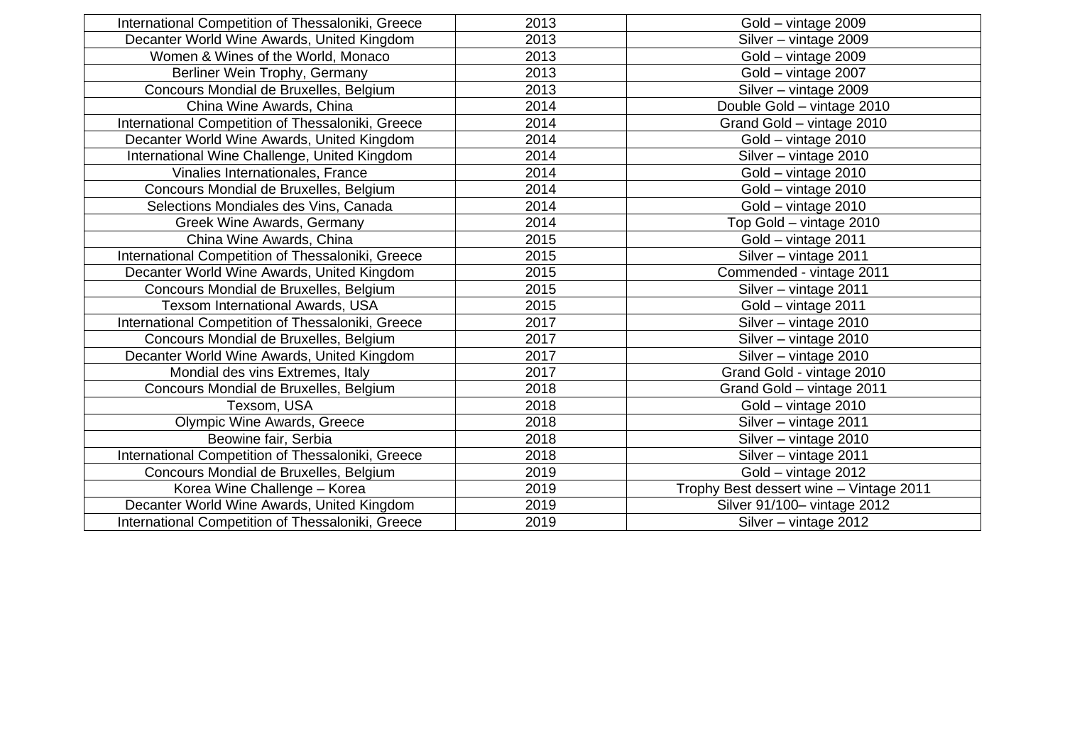| | | |
|---|---|---|
| International Competition of Thessaloniki, Greece | 2013 | Gold – vintage 2009 |
| Decanter World Wine Awards, United Kingdom | 2013 | Silver – vintage 2009 |
| Women & Wines of the World, Monaco | 2013 | Gold – vintage 2009 |
| Berliner Wein Trophy, Germany | 2013 | Gold – vintage 2007 |
| Concours Mondial de Bruxelles, Belgium | 2013 | Silver – vintage 2009 |
| China Wine Awards, China | 2014 | Double Gold – vintage 2010 |
| International Competition of Thessaloniki, Greece | 2014 | Grand Gold – vintage 2010 |
| Decanter World Wine Awards, United Kingdom | 2014 | Gold – vintage 2010 |
| International Wine Challenge, United Kingdom | 2014 | Silver – vintage 2010 |
| Vinalies Internationales, France | 2014 | Gold – vintage 2010 |
| Concours Mondial de Bruxelles, Belgium | 2014 | Gold – vintage 2010 |
| Selections Mondiales des Vins, Canada | 2014 | Gold – vintage 2010 |
| Greek Wine Awards, Germany | 2014 | Top Gold – vintage 2010 |
| China Wine Awards, China | 2015 | Gold – vintage 2011 |
| International Competition of Thessaloniki, Greece | 2015 | Silver – vintage 2011 |
| Decanter World Wine Awards, United Kingdom | 2015 | Commended - vintage 2011 |
| Concours Mondial de Bruxelles, Belgium | 2015 | Silver – vintage 2011 |
| Texsom International Awards, USA | 2015 | Gold – vintage 2011 |
| International Competition of Thessaloniki, Greece | 2017 | Silver – vintage 2010 |
| Concours Mondial de Bruxelles, Belgium | 2017 | Silver – vintage 2010 |
| Decanter World Wine Awards, United Kingdom | 2017 | Silver – vintage 2010 |
| Mondial des vins Extremes, Italy | 2017 | Grand Gold - vintage 2010 |
| Concours Mondial de Bruxelles, Belgium | 2018 | Grand Gold – vintage 2011 |
| Texsom, USA | 2018 | Gold – vintage 2010 |
| Olympic Wine Awards, Greece | 2018 | Silver – vintage 2011 |
| Beowine fair, Serbia | 2018 | Silver – vintage 2010 |
| International Competition of Thessaloniki, Greece | 2018 | Silver – vintage 2011 |
| Concours Mondial de Bruxelles, Belgium | 2019 | Gold – vintage 2012 |
| Korea Wine Challenge – Korea | 2019 | Trophy Best dessert wine – Vintage 2011 |
| Decanter World Wine Awards, United Kingdom | 2019 | Silver 91/100– vintage 2012 |
| International Competition of Thessaloniki, Greece | 2019 | Silver – vintage 2012 |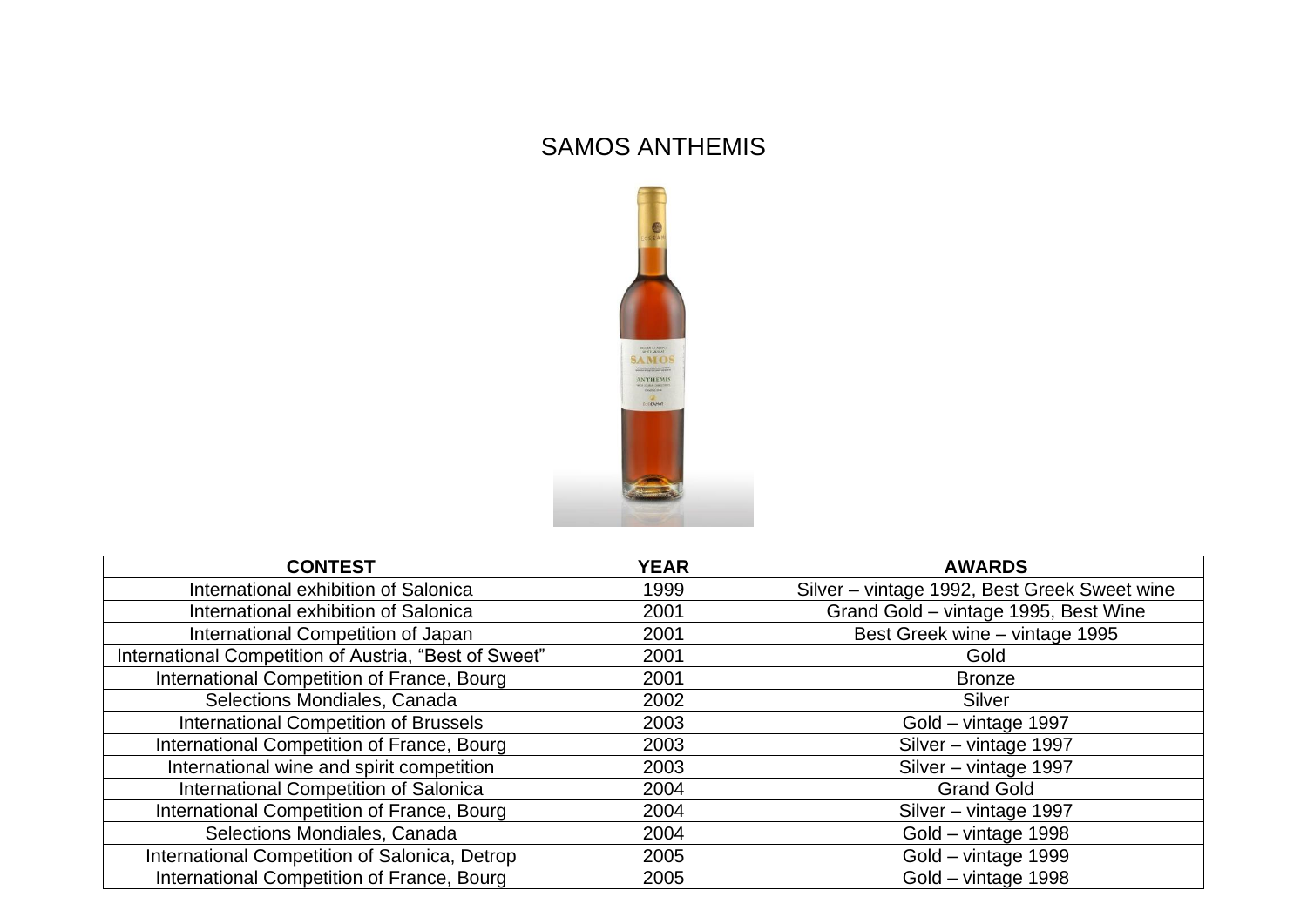# SAMOS ANTHEMIS

| CONTEST | YEAR | AWARDS |
|---|---|---|
| International exhibition of Salonica | 1999 | Silver – vintage 1992, Best Greek Sweet wine |
| International exhibition of Salonica | 2001 | Grand Gold – vintage 1995, Best Wine |
| International Competition of Japan | 2001 | Best Greek wine – vintage 1995 |
| International Competition of Austria, "Best of Sweet" | 2001 | Gold |
| International Competition of France, Bourg | 2001 | Bronze |
| Selections Mondiales, Canada | 2002 | Silver |
| International Competition of Brussels | 2003 | Gold – vintage 1997 |
| International Competition of France, Bourg | 2003 | Silver – vintage 1997 |
| International wine and spirit competition | 2003 | Silver – vintage 1997 |
| International Competition of Salonica | 2004 | Grand Gold |
| International Competition of France, Bourg | 2004 | Silver – vintage 1997 |
| Selections Mondiales, Canada | 2004 | Gold – vintage 1998 |
| International Competition of Salonica, Detrop | 2005 | Gold – vintage 1999 |
| International Competition of France, Bourg | 2005 | Gold – vintage 1998 |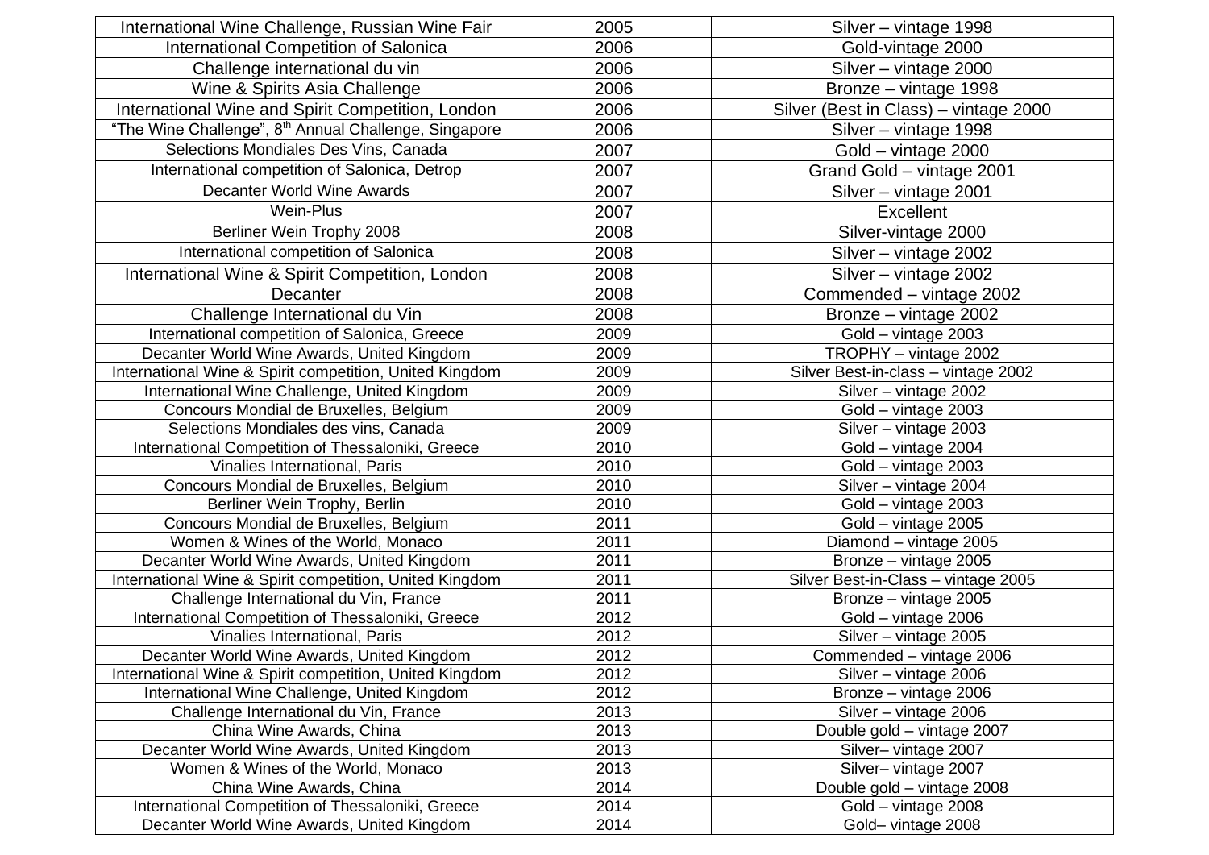| International Wine Challenge, Russian Wine Fair | 2005 | Silver – vintage 1998 |
|---|---|---|
| International Competition of Salonica | 2006 | Gold-vintage 2000 |
| Challenge international du vin | 2006 | Silver – vintage 2000 |
| Wine & Spirits Asia Challenge | 2006 | Bronze – vintage 1998 |
| International Wine and Spirit Competition, London | 2006 | Silver (Best in Class) – vintage 2000 |
| “The Wine Challenge”, 8th Annual Challenge, Singapore | 2006 | Silver – vintage 1998 |
| Selections Mondiales Des Vins, Canada | 2007 | Gold – vintage 2000 |
| International competition of Salonica, Detrop | 2007 | Grand Gold – vintage 2001 |
| Decanter World Wine Awards | 2007 | Silver – vintage 2001 |
| Wein-Plus | 2007 | Excellent |
| Berliner Wein Trophy 2008 | 2008 | Silver-vintage 2000 |
| International competition of Salonica | 2008 | Silver – vintage 2002 |
| International Wine & Spirit Competition, London | 2008 | Silver – vintage 2002 |
| Decanter | 2008 | Commended – vintage 2002 |
| Challenge International du Vin | 2008 | Bronze – vintage 2002 |
| International competition of Salonica, Greece | 2009 | Gold – vintage 2003 |
| Decanter World Wine Awards, United Kingdom | 2009 | TROPHY – vintage 2002 |
| International Wine & Spirit competition, United Kingdom | 2009 | Silver Best-in-class – vintage 2002 |
| International Wine Challenge, United Kingdom | 2009 | Silver – vintage 2002 |
| Concours Mondial de Bruxelles, Belgium | 2009 | Gold – vintage 2003 |
| Selections Mondiales des vins, Canada | 2009 | Silver – vintage 2003 |
| International Competition of Thessaloniki, Greece | 2010 | Gold – vintage 2004 |
| Vinalies International, Paris | 2010 | Gold – vintage 2003 |
| Concours Mondial de Bruxelles, Belgium | 2010 | Silver – vintage 2004 |
| Berliner Wein Trophy, Berlin | 2010 | Gold – vintage 2003 |
| Concours Mondial de Bruxelles, Belgium | 2011 | Gold – vintage 2005 |
| Women & Wines of the World, Monaco | 2011 | Diamond – vintage 2005 |
| Decanter World Wine Awards, United Kingdom | 2011 | Bronze – vintage 2005 |
| International Wine & Spirit competition, United Kingdom | 2011 | Silver Best-in-Class – vintage 2005 |
| Challenge International du Vin, France | 2011 | Bronze – vintage 2005 |
| International Competition of Thessaloniki, Greece | 2012 | Gold – vintage 2006 |
| Vinalies International, Paris | 2012 | Silver – vintage 2005 |
| Decanter World Wine Awards, United Kingdom | 2012 | Commended – vintage 2006 |
| International Wine & Spirit competition, United Kingdom | 2012 | Silver – vintage 2006 |
| International Wine Challenge, United Kingdom | 2012 | Bronze – vintage 2006 |
| Challenge International du Vin, France | 2013 | Silver – vintage 2006 |
| China Wine Awards, China | 2013 | Double gold – vintage 2007 |
| Decanter World Wine Awards, United Kingdom | 2013 | Silver– vintage 2007 |
| Women & Wines of the World, Monaco | 2013 | Silver– vintage 2007 |
| China Wine Awards, China | 2014 | Double gold – vintage 2008 |
| International Competition of Thessaloniki, Greece | 2014 | Gold – vintage 2008 |
| Decanter World Wine Awards, United Kingdom | 2014 | Gold– vintage 2008 |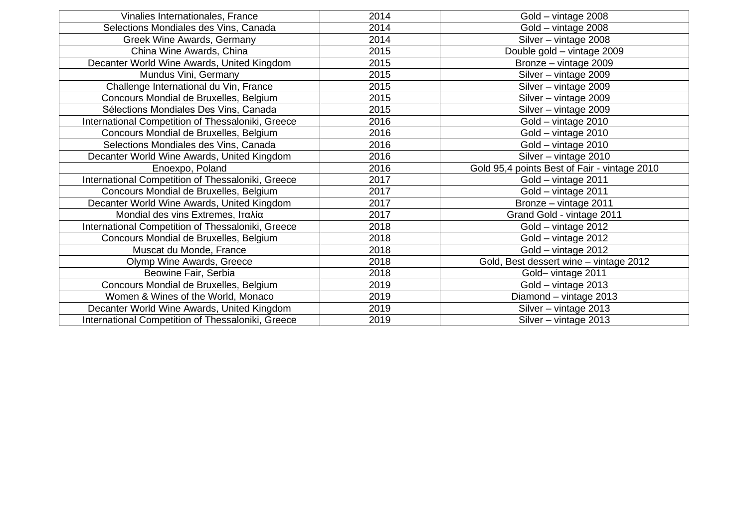| | | |
|---|---|---|
| Vinalies Internationales, France | 2014 | Gold – vintage 2008 |
| Selections Mondiales des Vins, Canada | 2014 | Gold – vintage 2008 |
| Greek Wine Awards, Germany | 2014 | Silver – vintage 2008 |
| China Wine Awards, China | 2015 | Double gold – vintage 2009 |
| Decanter World Wine Awards, United Kingdom | 2015 | Bronze – vintage 2009 |
| Mundus Vini, Germany | 2015 | Silver – vintage 2009 |
| Challenge International du Vin, France | 2015 | Silver – vintage 2009 |
| Concours Mondial de Bruxelles, Belgium | 2015 | Silver – vintage 2009 |
| Sélections Mondiales Des Vins, Canada | 2015 | Silver – vintage 2009 |
| International Competition of Thessaloniki, Greece | 2016 | Gold – vintage 2010 |
| Concours Mondial de Bruxelles, Belgium | 2016 | Gold – vintage 2010 |
| Selections Mondiales des Vins, Canada | 2016 | Gold – vintage 2010 |
| Decanter World Wine Awards, United Kingdom | 2016 | Silver – vintage 2010 |
| Enoexpo, Poland | 2016 | Gold 95,4 points Best of Fair - vintage 2010 |
| International Competition of Thessaloniki, Greece | 2017 | Gold – vintage 2011 |
| Concours Mondial de Bruxelles, Belgium | 2017 | Gold – vintage 2011 |
| Decanter World Wine Awards, United Kingdom | 2017 | Bronze – vintage 2011 |
| Mondial des vins Extremes, Ιταλία | 2017 | Grand Gold - vintage 2011 |
| International Competition of Thessaloniki, Greece | 2018 | Gold – vintage 2012 |
| Concours Mondial de Bruxelles, Belgium | 2018 | Gold – vintage 2012 |
| Muscat du Monde, France | 2018 | Gold – vintage 2012 |
| Olymp Wine Awards, Greece | 2018 | Gold, Best dessert wine – vintage 2012 |
| Beowine Fair, Serbia | 2018 | Gold– vintage 2011 |
| Concours Mondial de Bruxelles, Belgium | 2019 | Gold – vintage 2013 |
| Women & Wines of the World, Monaco | 2019 | Diamond – vintage 2013 |
| Decanter World Wine Awards, United Kingdom | 2019 | Silver – vintage 2013 |
| International Competition of Thessaloniki, Greece | 2019 | Silver – vintage 2013 |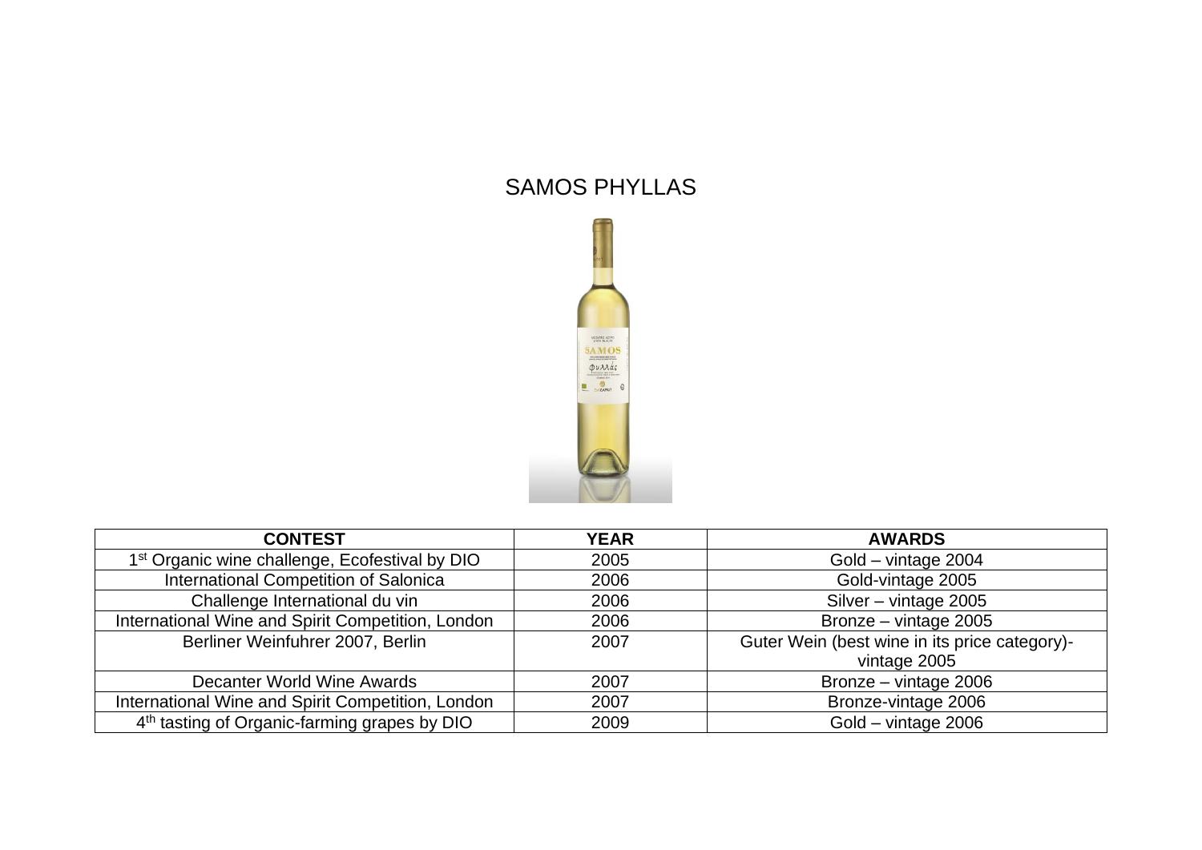# SAMOS PHYLLAS

| CONTEST | YEAR | AWARDS |
| --- | --- | --- |
| 1st Organic wine challenge, Ecofestival by DIO | 2005 | Gold – vintage 2004 |
| International Competition of Salonica | 2006 | Gold-vintage 2005 |
| Challenge International du vin | 2006 | Silver – vintage 2005 |
| International Wine and Spirit Competition, London | 2006 | Bronze – vintage 2005 |
| Berliner Weinfuhrer 2007, Berlin | 2007 | Guter Wein (best wine in its price category)-vintage 2005 |
| Decanter World Wine Awards | 2007 | Bronze – vintage 2006 |
| International Wine and Spirit Competition, London | 2007 | Bronze-vintage 2006 |
| 4th tasting of Organic-farming grapes by DIO | 2009 | Gold – vintage 2006 |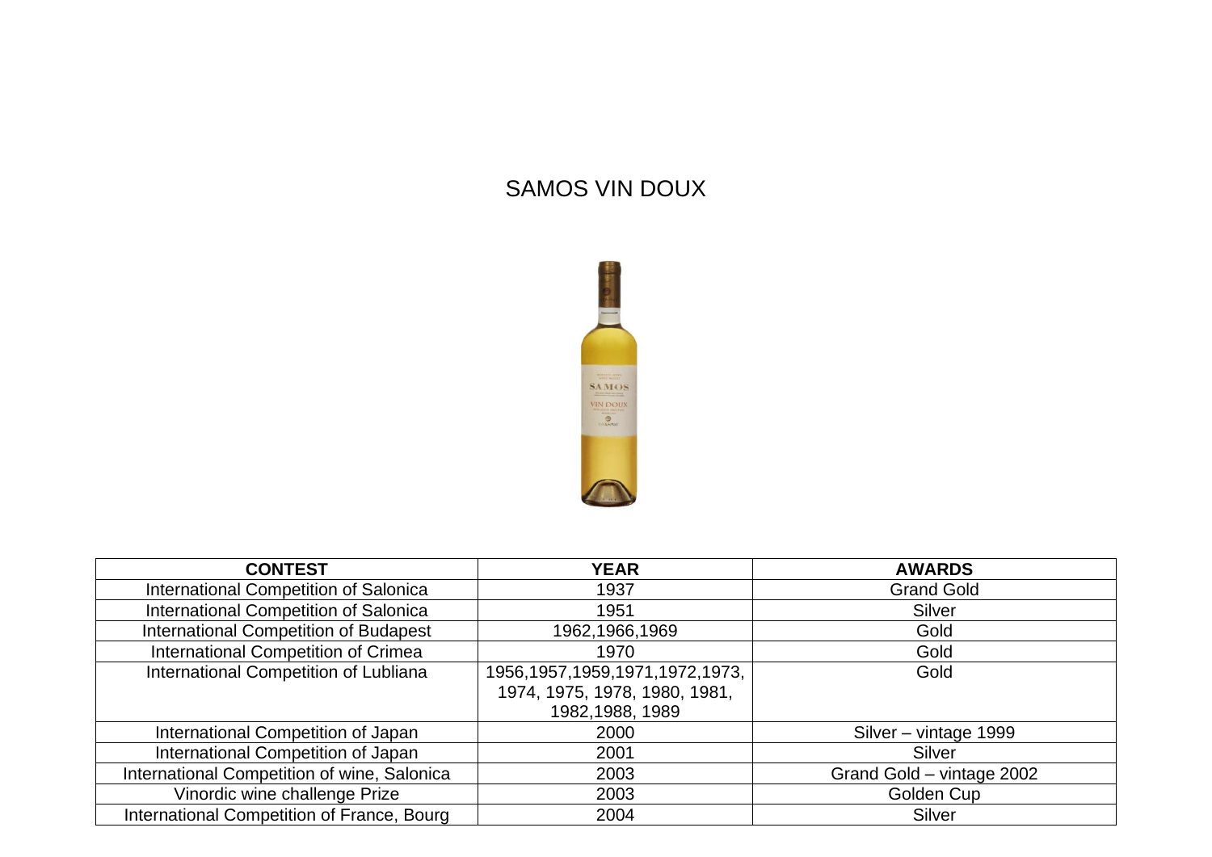# SAMOS VIN DOUX

| CONTEST | YEAR | AWARDS |
| --- | --- | --- |
| International Competition of Salonica | 1937 | Grand Gold |
| International Competition of Salonica | 1951 | Silver |
| International Competition of Budapest | 1962,1966,1969 | Gold |
| International Competition of Crimea | 1970 | Gold |
| International Competition of Lubliana | 1956,1957,1959,1971,1972,1973, 1974, 1975, 1978, 1980, 1981, 1982,1988, 1989 | Gold |
| International Competition of Japan | 2000 | Silver – vintage 1999 |
| International Competition of Japan | 2001 | Silver |
| International Competition of wine, Salonica | 2003 | Grand Gold – vintage 2002 |
| Vinordic wine challenge Prize | 2003 | Golden Cup |
| International Competition of France, Bourg | 2004 | Silver |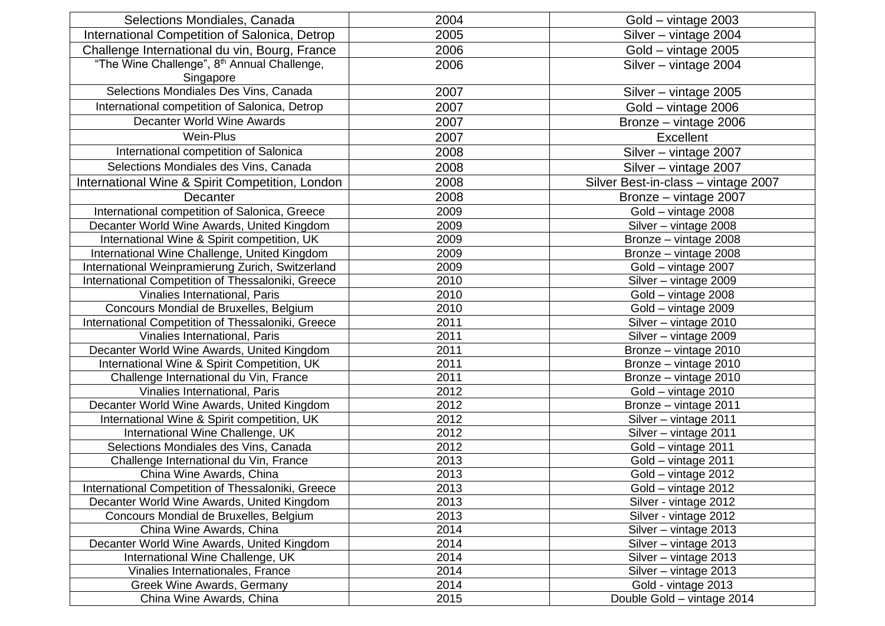| | | |
|---|---|---|
| Selections Mondiales, Canada | 2004 | Gold – vintage 2003 |
| International Competition of Salonica, Detrop | 2005 | Silver – vintage 2004 |
| Challenge International du vin, Bourg, France | 2006 | Gold – vintage 2005 |
| "The Wine Challenge", 8th Annual Challenge, Singapore | 2006 | Silver – vintage 2004 |
| Selections Mondiales Des Vins, Canada | 2007 | Silver – vintage 2005 |
| International competition of Salonica, Detrop | 2007 | Gold – vintage 2006 |
| Decanter World Wine Awards | 2007 | Bronze – vintage 2006 |
| Wein-Plus | 2007 | Excellent |
| International competition of Salonica | 2008 | Silver – vintage 2007 |
| Selections Mondiales des Vins, Canada | 2008 | Silver – vintage 2007 |
| International Wine & Spirit Competition, London | 2008 | Silver Best-in-class – vintage 2007 |
| Decanter | 2008 | Bronze – vintage 2007 |
| International competition of Salonica, Greece | 2009 | Gold – vintage 2008 |
| Decanter World Wine Awards, United Kingdom | 2009 | Silver – vintage 2008 |
| International Wine & Spirit competition, UK | 2009 | Bronze – vintage 2008 |
| International Wine Challenge, United Kingdom | 2009 | Bronze – vintage 2008 |
| International Weinpramierung Zurich, Switzerland | 2009 | Gold – vintage 2007 |
| International Competition of Thessaloniki, Greece | 2010 | Silver – vintage 2009 |
| Vinalies International, Paris | 2010 | Gold – vintage 2008 |
| Concours Mondial de Bruxelles, Belgium | 2010 | Gold – vintage 2009 |
| International Competition of Thessaloniki, Greece | 2011 | Silver – vintage 2010 |
| Vinalies International, Paris | 2011 | Silver – vintage 2009 |
| Decanter World Wine Awards, United Kingdom | 2011 | Bronze – vintage 2010 |
| International Wine & Spirit Competition, UK | 2011 | Bronze – vintage 2010 |
| Challenge International du Vin, France | 2011 | Bronze – vintage 2010 |
| Vinalies International, Paris | 2012 | Gold – vintage 2010 |
| Decanter World Wine Awards, United Kingdom | 2012 | Bronze – vintage 2011 |
| International Wine & Spirit competition, UK | 2012 | Silver – vintage 2011 |
| International Wine Challenge, UK | 2012 | Silver – vintage 2011 |
| Selections Mondiales des Vins, Canada | 2012 | Gold – vintage 2011 |
| Challenge International du Vin, France | 2013 | Gold – vintage 2011 |
| China Wine Awards, China | 2013 | Gold – vintage 2012 |
| International Competition of Thessaloniki, Greece | 2013 | Gold – vintage 2012 |
| Decanter World Wine Awards, United Kingdom | 2013 | Silver - vintage 2012 |
| Concours Mondial de Bruxelles, Belgium | 2013 | Silver - vintage 2012 |
| China Wine Awards, China | 2014 | Silver – vintage 2013 |
| Decanter World Wine Awards, United Kingdom | 2014 | Silver – vintage 2013 |
| International Wine Challenge, UK | 2014 | Silver – vintage 2013 |
| Vinalies Internationales, France | 2014 | Silver – vintage 2013 |
| Greek Wine Awards, Germany | 2014 | Gold - vintage 2013 |
| China Wine Awards, China | 2015 | Double Gold – vintage 2014 |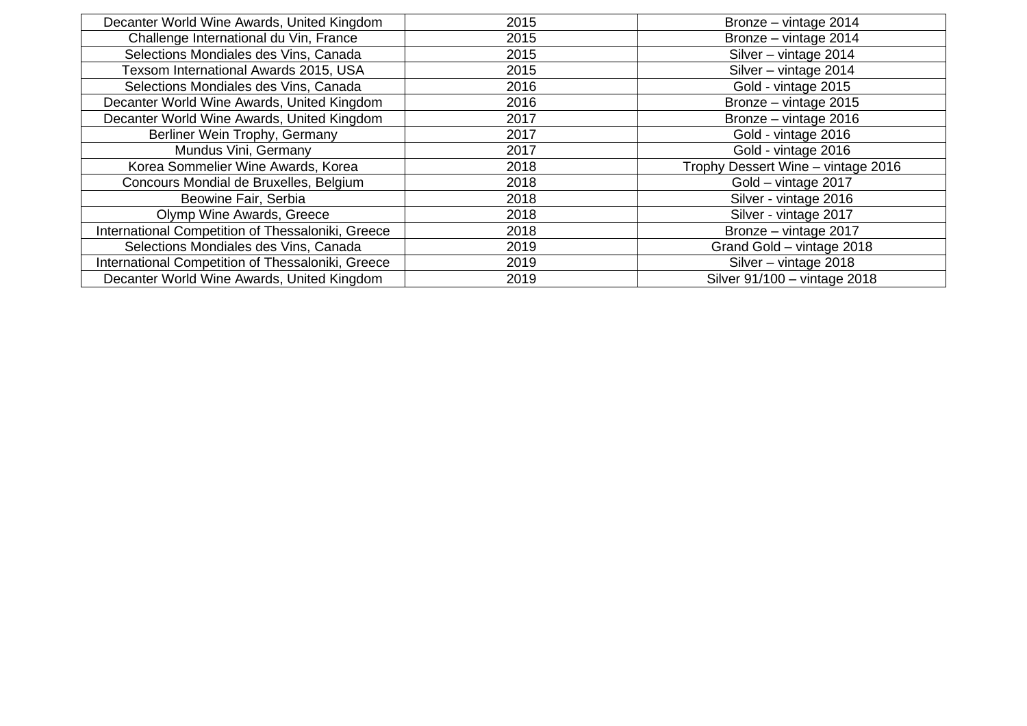| | | |
|---|---|---|
| Decanter World Wine Awards, United Kingdom | 2015 | Bronze – vintage 2014 |
| Challenge International du Vin, France | 2015 | Bronze – vintage 2014 |
| Selections Mondiales des Vins, Canada | 2015 | Silver – vintage 2014 |
| Texsom International Awards 2015, USA | 2015 | Silver – vintage 2014 |
| Selections Mondiales des Vins, Canada | 2016 | Gold - vintage 2015 |
| Decanter World Wine Awards, United Kingdom | 2016 | Bronze – vintage 2015 |
| Decanter World Wine Awards, United Kingdom | 2017 | Bronze – vintage 2016 |
| Berliner Wein Trophy, Germany | 2017 | Gold - vintage 2016 |
| Mundus Vini, Germany | 2017 | Gold - vintage 2016 |
| Korea Sommelier Wine Awards, Korea | 2018 | Trophy Dessert Wine – vintage 2016 |
| Concours Mondial de Bruxelles, Belgium | 2018 | Gold – vintage 2017 |
| Beowine Fair, Serbia | 2018 | Silver - vintage 2016 |
| Olymp Wine Awards, Greece | 2018 | Silver - vintage 2017 |
| International Competition of Thessaloniki, Greece | 2018 | Bronze – vintage 2017 |
| Selections Mondiales des Vins, Canada | 2019 | Grand Gold – vintage 2018 |
| International Competition of Thessaloniki, Greece | 2019 | Silver – vintage 2018 |
| Decanter World Wine Awards, United Kingdom | 2019 | Silver 91/100 – vintage 2018 |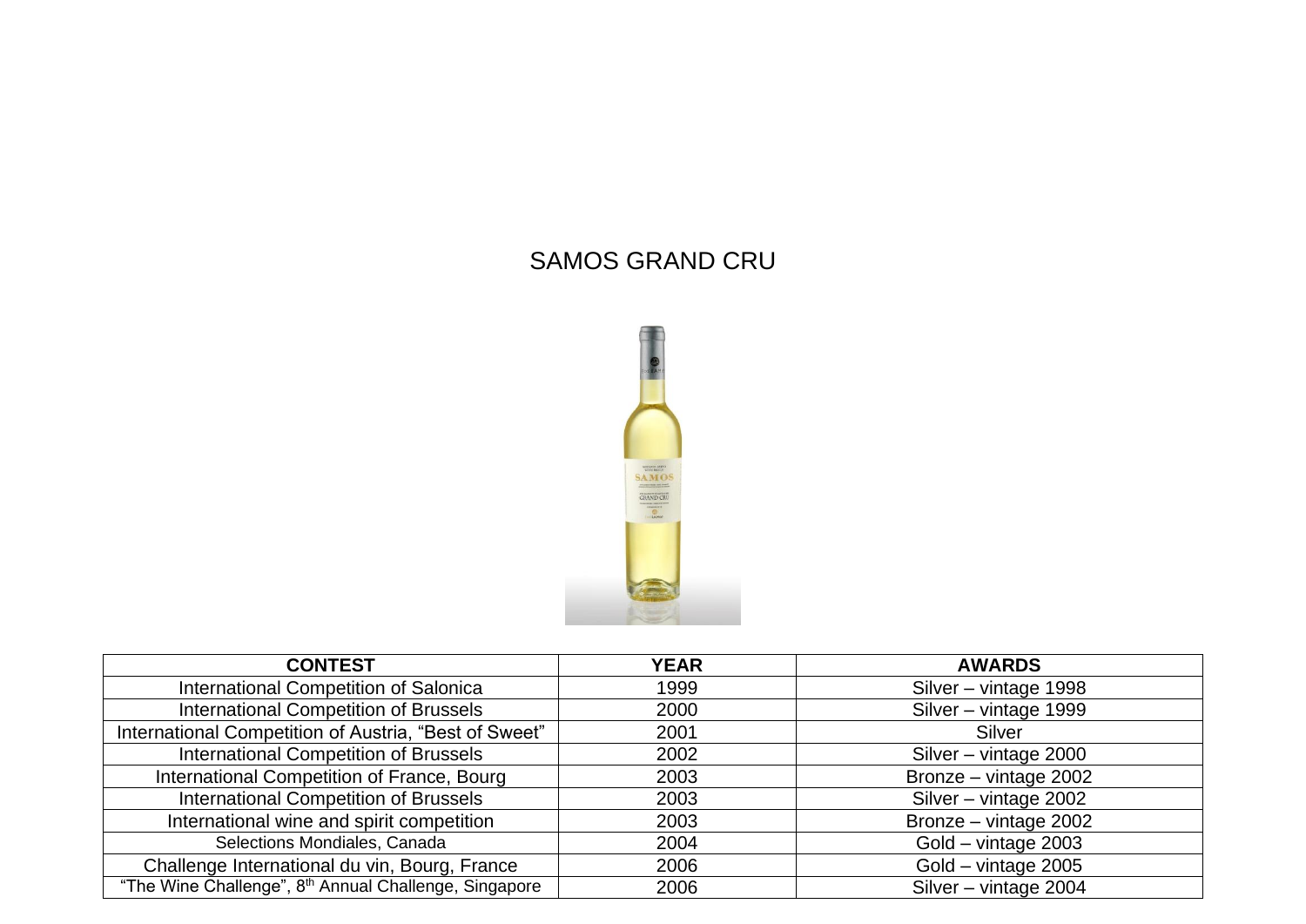# SAMOS GRAND CRU

| CONTEST | YEAR | AWARDS |
| --- | --- | --- |
| International Competition of Salonica | 1999 | Silver – vintage 1998 |
| International Competition of Brussels | 2000 | Silver – vintage 1999 |
| International Competition of Austria, “Best of Sweet” | 2001 | Silver |
| International Competition of Brussels | 2002 | Silver – vintage 2000 |
| International Competition of France, Bourg | 2003 | Bronze – vintage 2002 |
| International Competition of Brussels | 2003 | Silver – vintage 2002 |
| International wine and spirit competition | 2003 | Bronze – vintage 2002 |
| Selections Mondiales, Canada | 2004 | Gold – vintage 2003 |
| Challenge International du vin, Bourg, France | 2006 | Gold – vintage 2005 |
| “The Wine Challenge”, 8th Annual Challenge, Singapore | 2006 | Silver – vintage 2004 |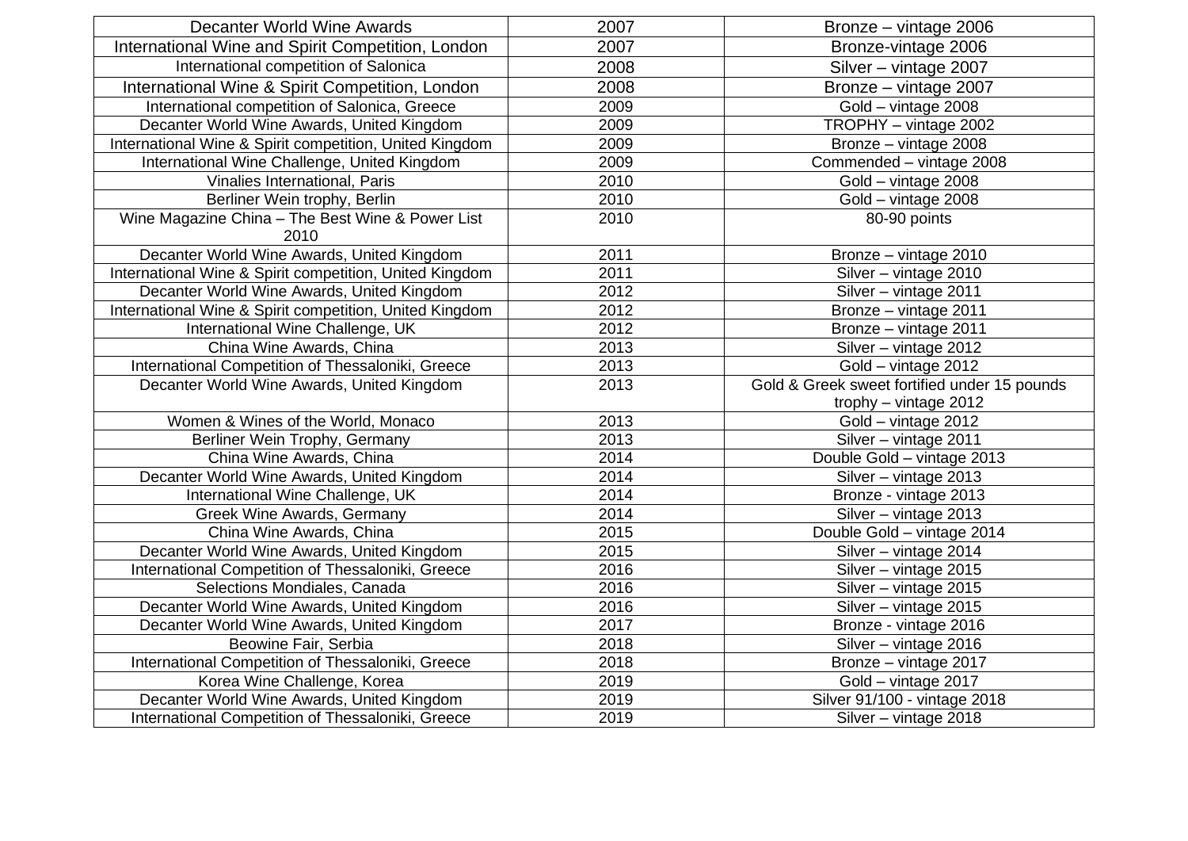| Decanter World Wine Awards | 2007 | Bronze – vintage 2006 |
|---|---|---|
| International Wine and Spirit Competition, London | 2007 | Bronze-vintage 2006 |
| International competition of Salonica | 2008 | Silver – vintage 2007 |
| International Wine & Spirit Competition, London | 2008 | Bronze – vintage 2007 |
| International competition of Salonica, Greece | 2009 | Gold – vintage 2008 |
| Decanter World Wine Awards, United Kingdom | 2009 | TROPHY – vintage 2002 |
| International Wine & Spirit competition, United Kingdom | 2009 | Bronze – vintage 2008 |
| International Wine Challenge, United Kingdom | 2009 | Commended – vintage 2008 |
| Vinalies International, Paris | 2010 | Gold – vintage 2008 |
| Berliner Wein trophy, Berlin | 2010 | Gold – vintage 2008 |
| Wine Magazine China – The Best Wine & Power List 2010 | 2010 | 80-90 points |
| Decanter World Wine Awards, United Kingdom | 2011 | Bronze – vintage 2010 |
| International Wine & Spirit competition, United Kingdom | 2011 | Silver – vintage 2010 |
| Decanter World Wine Awards, United Kingdom | 2012 | Silver – vintage 2011 |
| International Wine & Spirit competition, United Kingdom | 2012 | Bronze – vintage 2011 |
| International Wine Challenge, UK | 2012 | Bronze – vintage 2011 |
| China Wine Awards, China | 2013 | Silver – vintage 2012 |
| International Competition of Thessaloniki, Greece | 2013 | Gold – vintage 2012 |
| Decanter World Wine Awards, United Kingdom | 2013 | Gold & Greek sweet fortified under 15 pounds trophy – vintage 2012 |
| Women & Wines of the World, Monaco | 2013 | Gold – vintage 2012 |
| Berliner Wein Trophy, Germany | 2013 | Silver – vintage 2011 |
| China Wine Awards, China | 2014 | Double Gold – vintage 2013 |
| Decanter World Wine Awards, United Kingdom | 2014 | Silver – vintage 2013 |
| International Wine Challenge, UK | 2014 | Bronze - vintage 2013 |
| Greek Wine Awards, Germany | 2014 | Silver – vintage 2013 |
| China Wine Awards, China | 2015 | Double Gold – vintage 2014 |
| Decanter World Wine Awards, United Kingdom | 2015 | Silver – vintage 2014 |
| International Competition of Thessaloniki, Greece | 2016 | Silver – vintage 2015 |
| Selections Mondiales, Canada | 2016 | Silver – vintage 2015 |
| Decanter World Wine Awards, United Kingdom | 2016 | Silver – vintage 2015 |
| Decanter World Wine Awards, United Kingdom | 2017 | Bronze - vintage 2016 |
| Beowine Fair, Serbia | 2018 | Silver – vintage 2016 |
| International Competition of Thessaloniki, Greece | 2018 | Bronze – vintage 2017 |
| Korea Wine Challenge, Korea | 2019 | Gold – vintage 2017 |
| Decanter World Wine Awards, United Kingdom | 2019 | Silver 91/100 - vintage 2018 |
| International Competition of Thessaloniki, Greece | 2019 | Silver – vintage 2018 |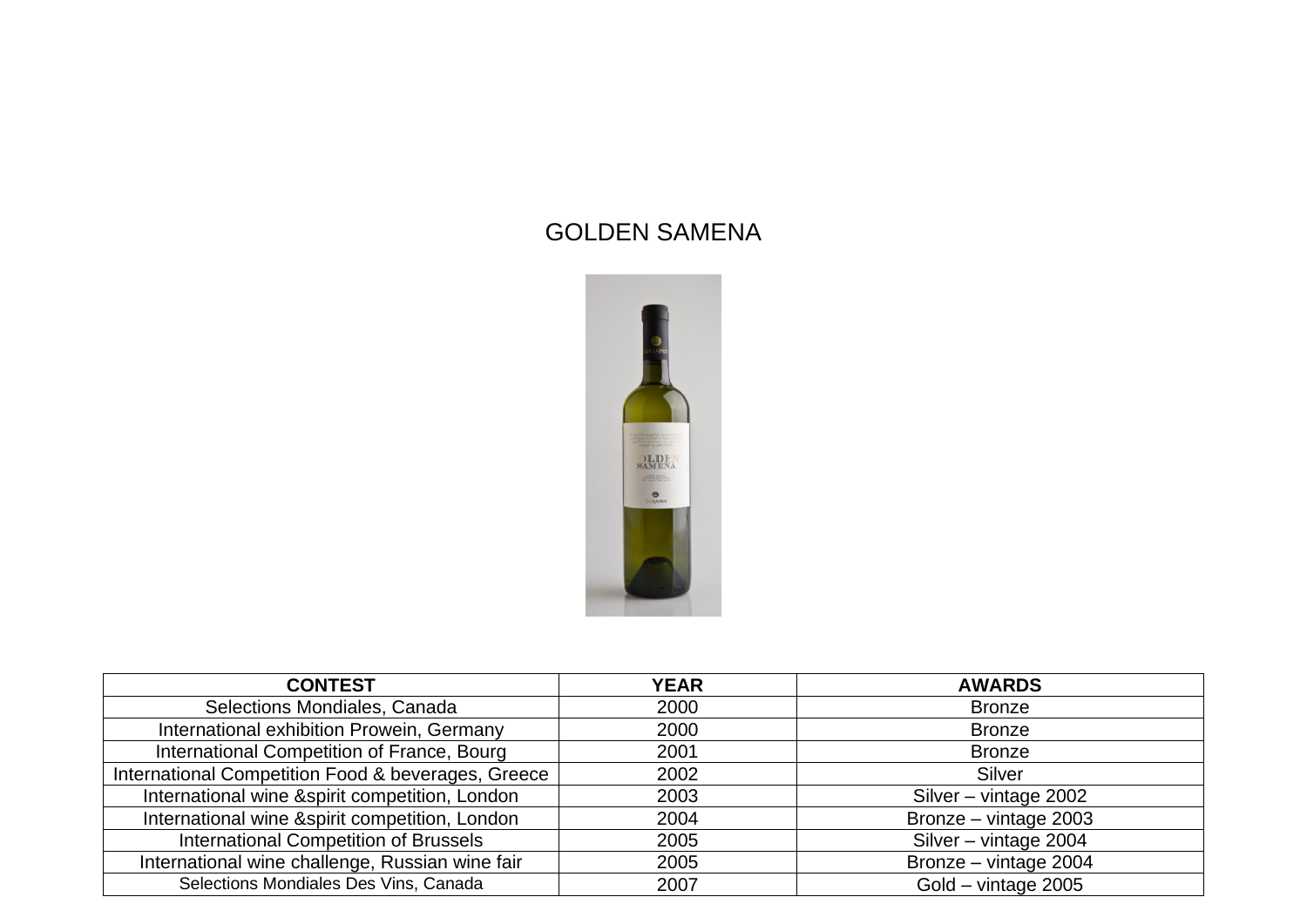GOLDEN SAMENA

| CONTEST | YEAR | AWARDS |
| --- | --- | --- |
| Selections Mondiales, Canada | 2000 | Bronze |
| International exhibition Prowein, Germany | 2000 | Bronze |
| International Competition of France, Bourg | 2001 | Bronze |
| International Competition Food & beverages, Greece | 2002 | Silver |
| International wine &spirit competition, London | 2003 | Silver – vintage 2002 |
| International wine &spirit competition, London | 2004 | Bronze – vintage 2003 |
| International Competition of Brussels | 2005 | Silver – vintage 2004 |
| International wine challenge, Russian wine fair | 2005 | Bronze – vintage 2004 |
| Selections Mondiales Des Vins, Canada | 2007 | Gold – vintage 2005 |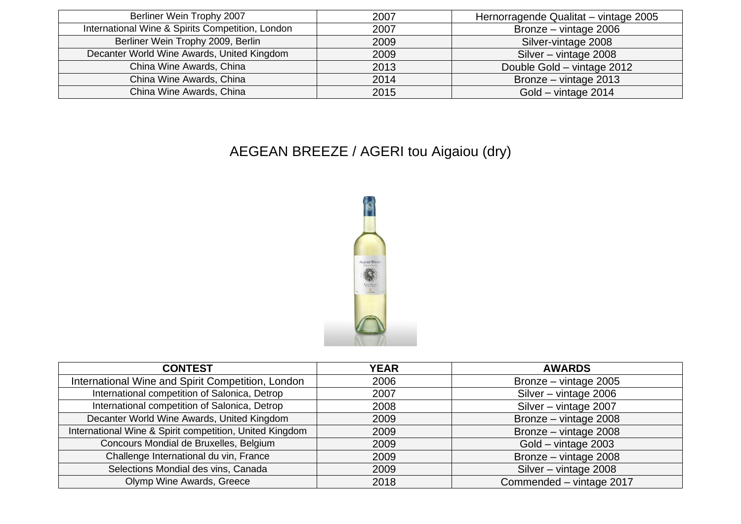| | | |
|---|---|---|
| Berliner Wein Trophy 2007 | 2007 | Hernorragende Qualitat – vintage 2005 |
| International Wine & Spirits Competition, London | 2007 | Bronze – vintage 2006 |
| Berliner Wein Trophy 2009, Berlin | 2009 | Silver-vintage 2008 |
| Decanter World Wine Awards, United Kingdom | 2009 | Silver – vintage 2008 |
| China Wine Awards, China | 2013 | Double Gold – vintage 2012 |
| China Wine Awards, China | 2014 | Bronze – vintage 2013 |
| China Wine Awards, China | 2015 | Gold – vintage 2014 |

## AEGEAN BREEZE / AGERI tou Aigaiou (dry)

| CONTEST | YEAR | AWARDS |
|---|---|---|
| International Wine and Spirit Competition, London | 2006 | Bronze – vintage 2005 |
| International competition of Salonica, Detrop | 2007 | Silver – vintage 2006 |
| International competition of Salonica, Detrop | 2008 | Silver – vintage 2007 |
| Decanter World Wine Awards, United Kingdom | 2009 | Bronze – vintage 2008 |
| International Wine & Spirit competition, United Kingdom | 2009 | Bronze – vintage 2008 |
| Concours Mondial de Bruxelles, Belgium | 2009 | Gold – vintage 2003 |
| Challenge International du vin, France | 2009 | Bronze – vintage 2008 |
| Selections Mondial des vins, Canada | 2009 | Silver – vintage 2008 |
| Olymp Wine Awards, Greece | 2018 | Commended – vintage 2017 |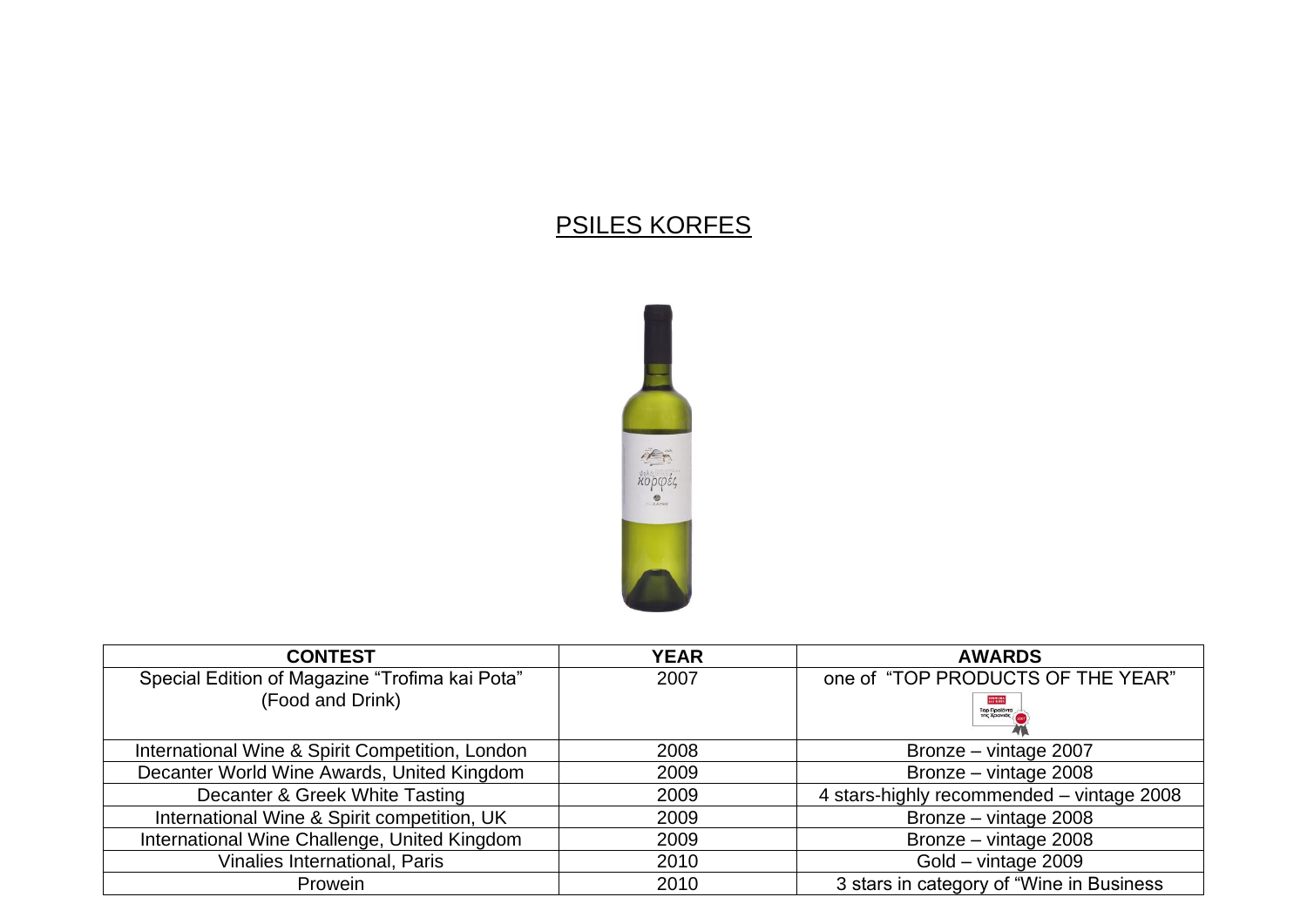PSILES KORFES

| CONTEST | YEAR | AWARDS |
|---|---|---|
| Special Edition of Magazine "Trofima kai Pota" (Food and Drink) | 2007 | one of "TOP PRODUCTS OF THE YEAR" |
| International Wine & Spirit Competition, London | 2008 | Bronze – vintage 2007 |
| Decanter World Wine Awards, United Kingdom | 2009 | Bronze – vintage 2008 |
| Decanter & Greek White Tasting | 2009 | 4 stars-highly recommended – vintage 2008 |
| International Wine & Spirit competition, UK | 2009 | Bronze – vintage 2008 |
| International Wine Challenge, United Kingdom | 2009 | Bronze – vintage 2008 |
| Vinalies International, Paris | 2010 | Gold – vintage 2009 |
| Prowein | 2010 | 3 stars in category of "Wine in Business |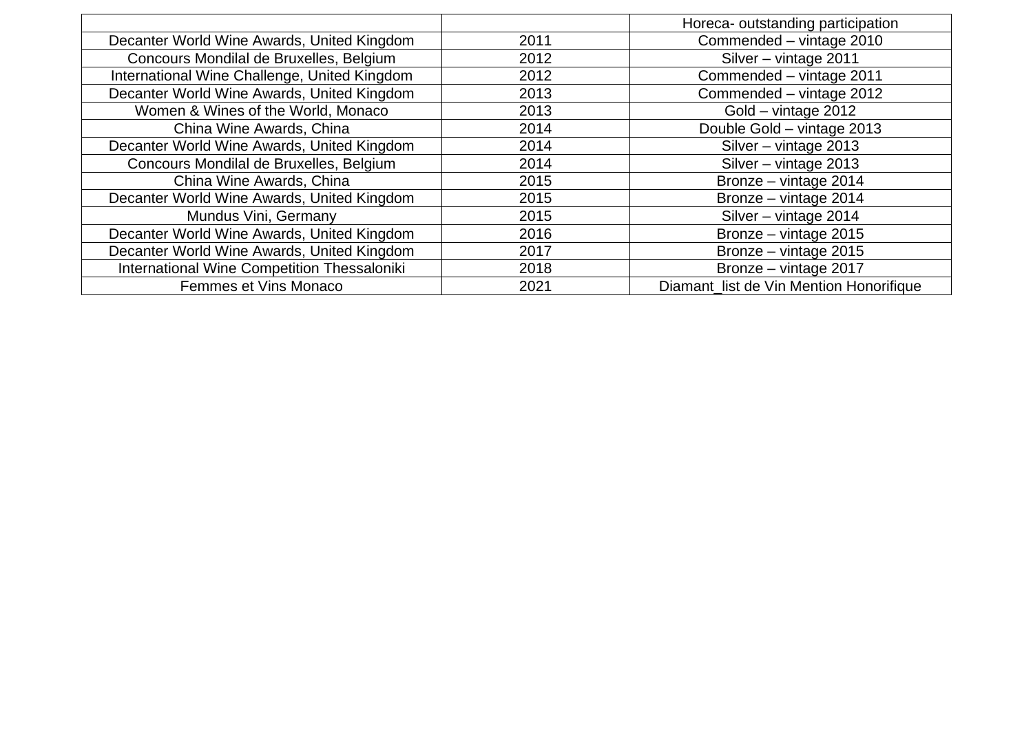| | | |
|---|---|---|
| | | Horeca- outstanding participation |
| Decanter World Wine Awards, United Kingdom | 2011 | Commended – vintage 2010 |
| Concours Mondilal de Bruxelles, Belgium | 2012 | Silver – vintage 2011 |
| International Wine Challenge, United Kingdom | 2012 | Commended – vintage 2011 |
| Decanter World Wine Awards, United Kingdom | 2013 | Commended – vintage 2012 |
| Women & Wines of the World, Monaco | 2013 | Gold – vintage 2012 |
| China Wine Awards, China | 2014 | Double Gold – vintage 2013 |
| Decanter World Wine Awards, United Kingdom | 2014 | Silver – vintage 2013 |
| Concours Mondilal de Bruxelles, Belgium | 2014 | Silver – vintage 2013 |
| China Wine Awards, China | 2015 | Bronze – vintage 2014 |
| Decanter World Wine Awards, United Kingdom | 2015 | Bronze – vintage 2014 |
| Mundus Vini, Germany | 2015 | Silver – vintage 2014 |
| Decanter World Wine Awards, United Kingdom | 2016 | Bronze – vintage 2015 |
| Decanter World Wine Awards, United Kingdom | 2017 | Bronze – vintage 2015 |
| International Wine Competition Thessaloniki | 2018 | Bronze – vintage 2017 |
| Femmes et Vins Monaco | 2021 | Diamant_list de Vin Mention Honorifique |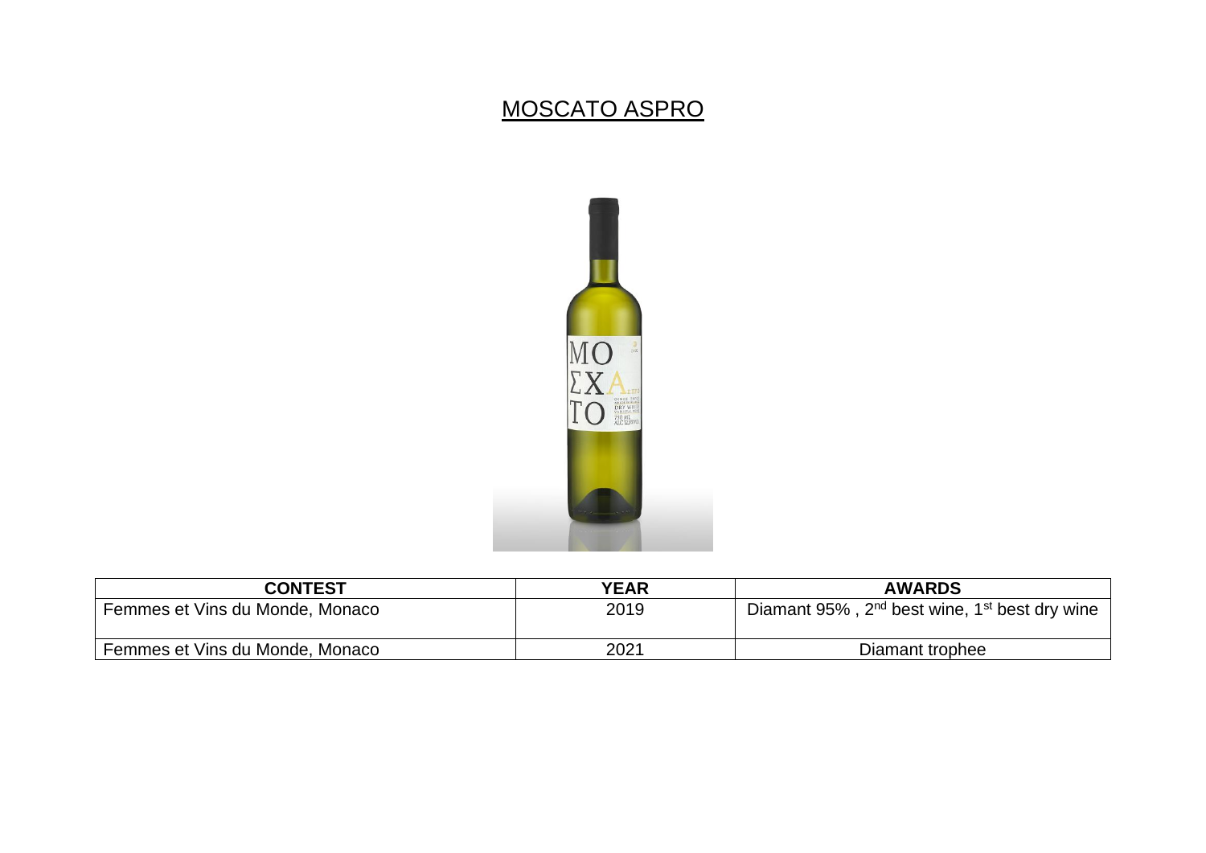# MOSCATO ASPRO

| CONTEST | YEAR | AWARDS |
|---|---|---|
| Femmes et Vins du Monde, Monaco | 2019 | Diamant 95% , 2nd best wine, 1st best dry wine |
| Femmes et Vins du Monde, Monaco | 2021 | Diamant trophee |